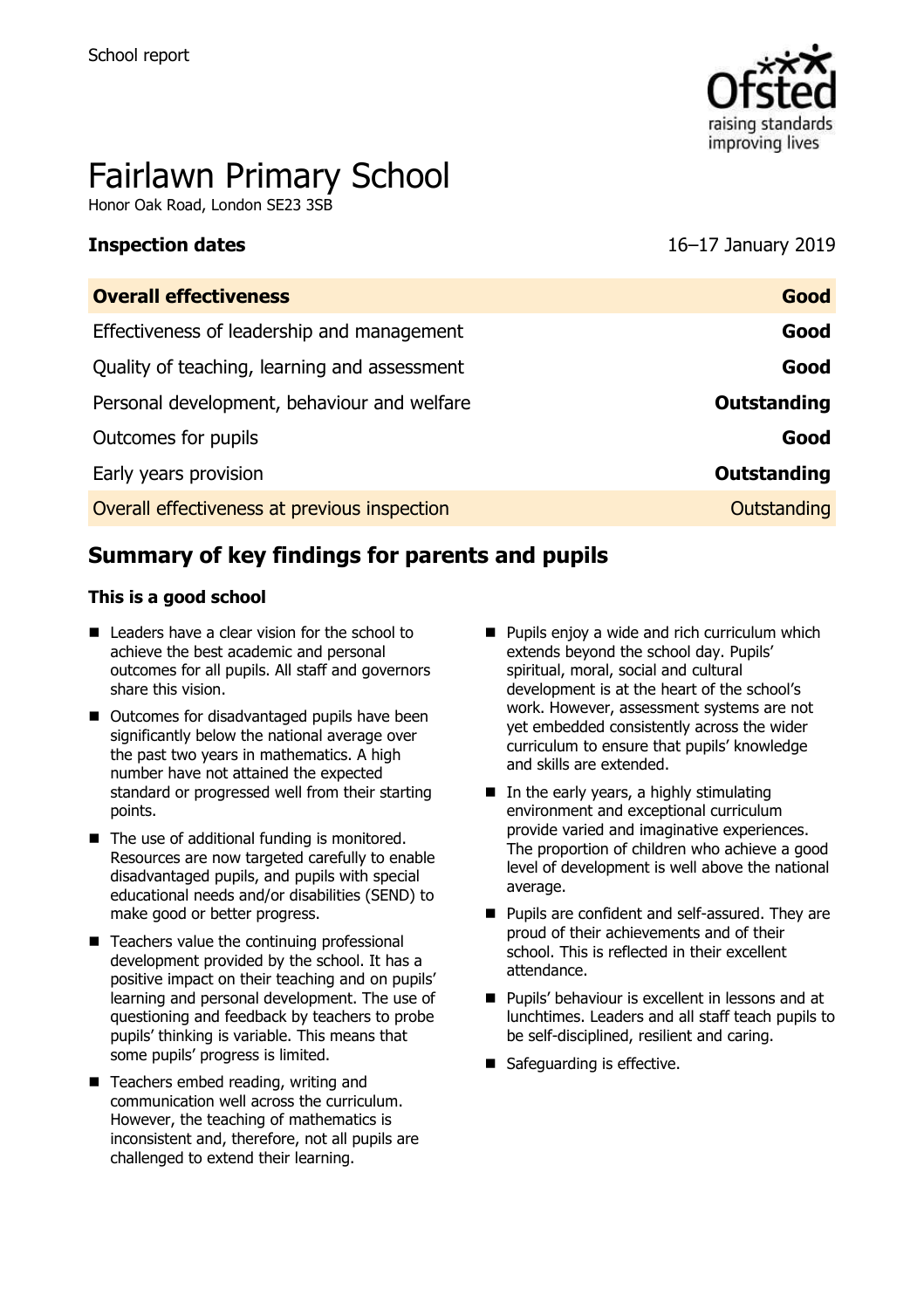School report

# Fairlawn Primary School

Honor Oak Road, London SE23 3SB

**Inspection dates** 16–17 January 2019

| | |
|---|---|
| **Overall effectiveness** | **Good** |
| Effectiveness of leadership and management | **Good** |
| Quality of teaching, learning and assessment | **Good** |
| Personal development, behaviour and welfare | **Outstanding** |
| Outcomes for pupils | **Good** |
| Early years provision | **Outstanding** |
| Overall effectiveness at previous inspection | Outstanding |

## Summary of key findings for parents and pupils

### This is a good school

- Leaders have a clear vision for the school to achieve the best academic and personal outcomes for all pupils. All staff and governors share this vision.
- Outcomes for disadvantaged pupils have been significantly below the national average over the past two years in mathematics. A high number have not attained the expected standard or progressed well from their starting points.
- The use of additional funding is monitored. Resources are now targeted carefully to enable disadvantaged pupils, and pupils with special educational needs and/or disabilities (SEND) to make good or better progress.
- Teachers value the continuing professional development provided by the school. It has a positive impact on their teaching and on pupils' learning and personal development. The use of questioning and feedback by teachers to probe pupils' thinking is variable. This means that some pupils' progress is limited.
- Teachers embed reading, writing and communication well across the curriculum. However, the teaching of mathematics is inconsistent and, therefore, not all pupils are challenged to extend their learning.
- Pupils enjoy a wide and rich curriculum which extends beyond the school day. Pupils' spiritual, moral, social and cultural development is at the heart of the school's work. However, assessment systems are not yet embedded consistently across the wider curriculum to ensure that pupils' knowledge and skills are extended.
- In the early years, a highly stimulating environment and exceptional curriculum provide varied and imaginative experiences. The proportion of children who achieve a good level of development is well above the national average.
- Pupils are confident and self-assured. They are proud of their achievements and of their school. This is reflected in their excellent attendance.
- Pupils' behaviour is excellent in lessons and at lunchtimes. Leaders and all staff teach pupils to be self-disciplined, resilient and caring.
- Safeguarding is effective.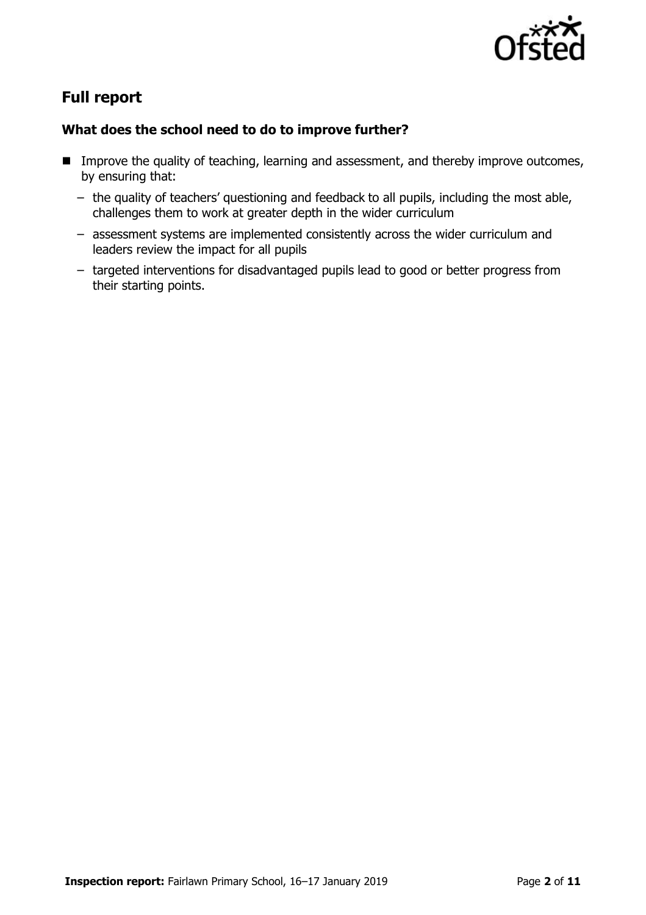## Full report

### What does the school need to do to improve further?

- Improve the quality of teaching, learning and assessment, and thereby improve outcomes, by ensuring that:
  - the quality of teachers' questioning and feedback to all pupils, including the most able, challenges them to work at greater depth in the wider curriculum
  - assessment systems are implemented consistently across the wider curriculum and leaders review the impact for all pupils
  - targeted interventions for disadvantaged pupils lead to good or better progress from their starting points.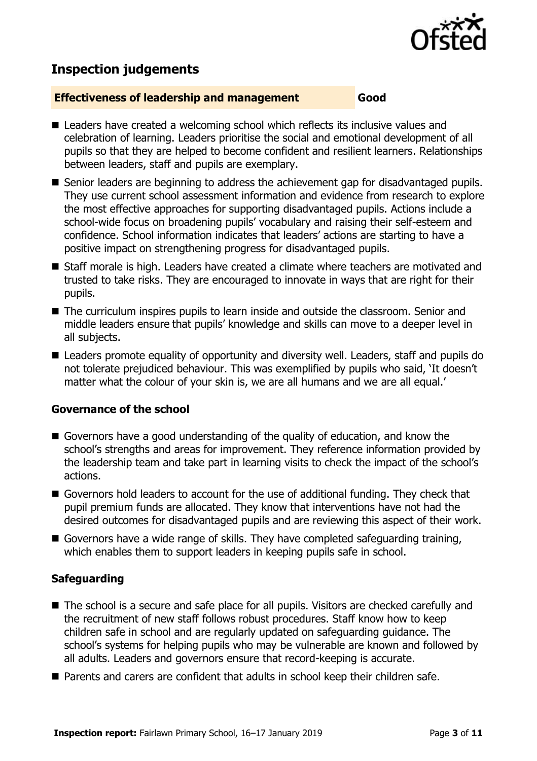## Inspection judgements

**Effectiveness of leadership and management** **Good**

- Leaders have created a welcoming school which reflects its inclusive values and celebration of learning. Leaders prioritise the social and emotional development of all pupils so that they are helped to become confident and resilient learners. Relationships between leaders, staff and pupils are exemplary.
- Senior leaders are beginning to address the achievement gap for disadvantaged pupils. They use current school assessment information and evidence from research to explore the most effective approaches for supporting disadvantaged pupils. Actions include a school-wide focus on broadening pupils' vocabulary and raising their self-esteem and confidence. School information indicates that leaders' actions are starting to have a positive impact on strengthening progress for disadvantaged pupils.
- Staff morale is high. Leaders have created a climate where teachers are motivated and trusted to take risks. They are encouraged to innovate in ways that are right for their pupils.
- The curriculum inspires pupils to learn inside and outside the classroom. Senior and middle leaders ensure that pupils' knowledge and skills can move to a deeper level in all subjects.
- Leaders promote equality of opportunity and diversity well. Leaders, staff and pupils do not tolerate prejudiced behaviour. This was exemplified by pupils who said, 'It doesn't matter what the colour of your skin is, we are all humans and we are all equal.'

### Governance of the school

- Governors have a good understanding of the quality of education, and know the school's strengths and areas for improvement. They reference information provided by the leadership team and take part in learning visits to check the impact of the school's actions.
- Governors hold leaders to account for the use of additional funding. They check that pupil premium funds are allocated. They know that interventions have not had the desired outcomes for disadvantaged pupils and are reviewing this aspect of their work.
- Governors have a wide range of skills. They have completed safeguarding training, which enables them to support leaders in keeping pupils safe in school.

### Safeguarding

- The school is a secure and safe place for all pupils. Visitors are checked carefully and the recruitment of new staff follows robust procedures. Staff know how to keep children safe in school and are regularly updated on safeguarding guidance. The school's systems for helping pupils who may be vulnerable are known and followed by all adults. Leaders and governors ensure that record-keeping is accurate.
- Parents and carers are confident that adults in school keep their children safe.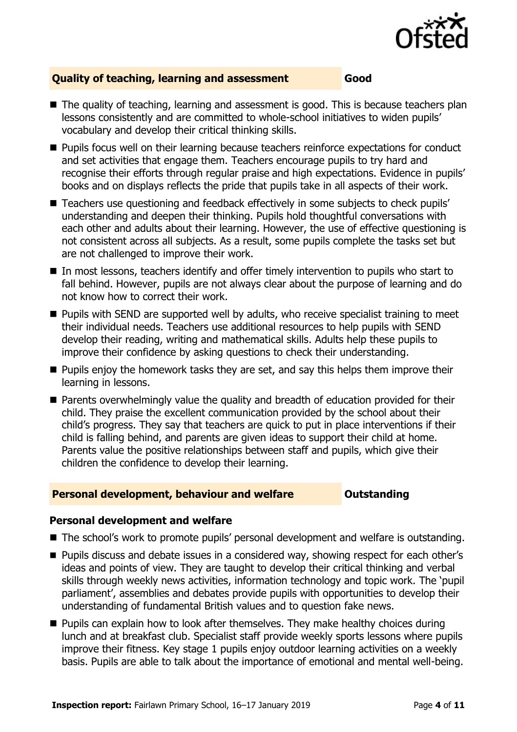## Quality of teaching, learning and assessment — Good

- The quality of teaching, learning and assessment is good. This is because teachers plan lessons consistently and are committed to whole-school initiatives to widen pupils' vocabulary and develop their critical thinking skills.
- Pupils focus well on their learning because teachers reinforce expectations for conduct and set activities that engage them. Teachers encourage pupils to try hard and recognise their efforts through regular praise and high expectations. Evidence in pupils' books and on displays reflects the pride that pupils take in all aspects of their work.
- Teachers use questioning and feedback effectively in some subjects to check pupils' understanding and deepen their thinking. Pupils hold thoughtful conversations with each other and adults about their learning. However, the use of effective questioning is not consistent across all subjects. As a result, some pupils complete the tasks set but are not challenged to improve their work.
- In most lessons, teachers identify and offer timely intervention to pupils who start to fall behind. However, pupils are not always clear about the purpose of learning and do not know how to correct their work.
- Pupils with SEND are supported well by adults, who receive specialist training to meet their individual needs. Teachers use additional resources to help pupils with SEND develop their reading, writing and mathematical skills. Adults help these pupils to improve their confidence by asking questions to check their understanding.
- Pupils enjoy the homework tasks they are set, and say this helps them improve their learning in lessons.
- Parents overwhelmingly value the quality and breadth of education provided for their child. They praise the excellent communication provided by the school about their child's progress. They say that teachers are quick to put in place interventions if their child is falling behind, and parents are given ideas to support their child at home. Parents value the positive relationships between staff and pupils, which give their children the confidence to develop their learning.

## Personal development, behaviour and welfare — Outstanding

### Personal development and welfare

- The school's work to promote pupils' personal development and welfare is outstanding.
- Pupils discuss and debate issues in a considered way, showing respect for each other's ideas and points of view. They are taught to develop their critical thinking and verbal skills through weekly news activities, information technology and topic work. The 'pupil parliament', assemblies and debates provide pupils with opportunities to develop their understanding of fundamental British values and to question fake news.
- Pupils can explain how to look after themselves. They make healthy choices during lunch and at breakfast club. Specialist staff provide weekly sports lessons where pupils improve their fitness. Key stage 1 pupils enjoy outdoor learning activities on a weekly basis. Pupils are able to talk about the importance of emotional and mental well-being.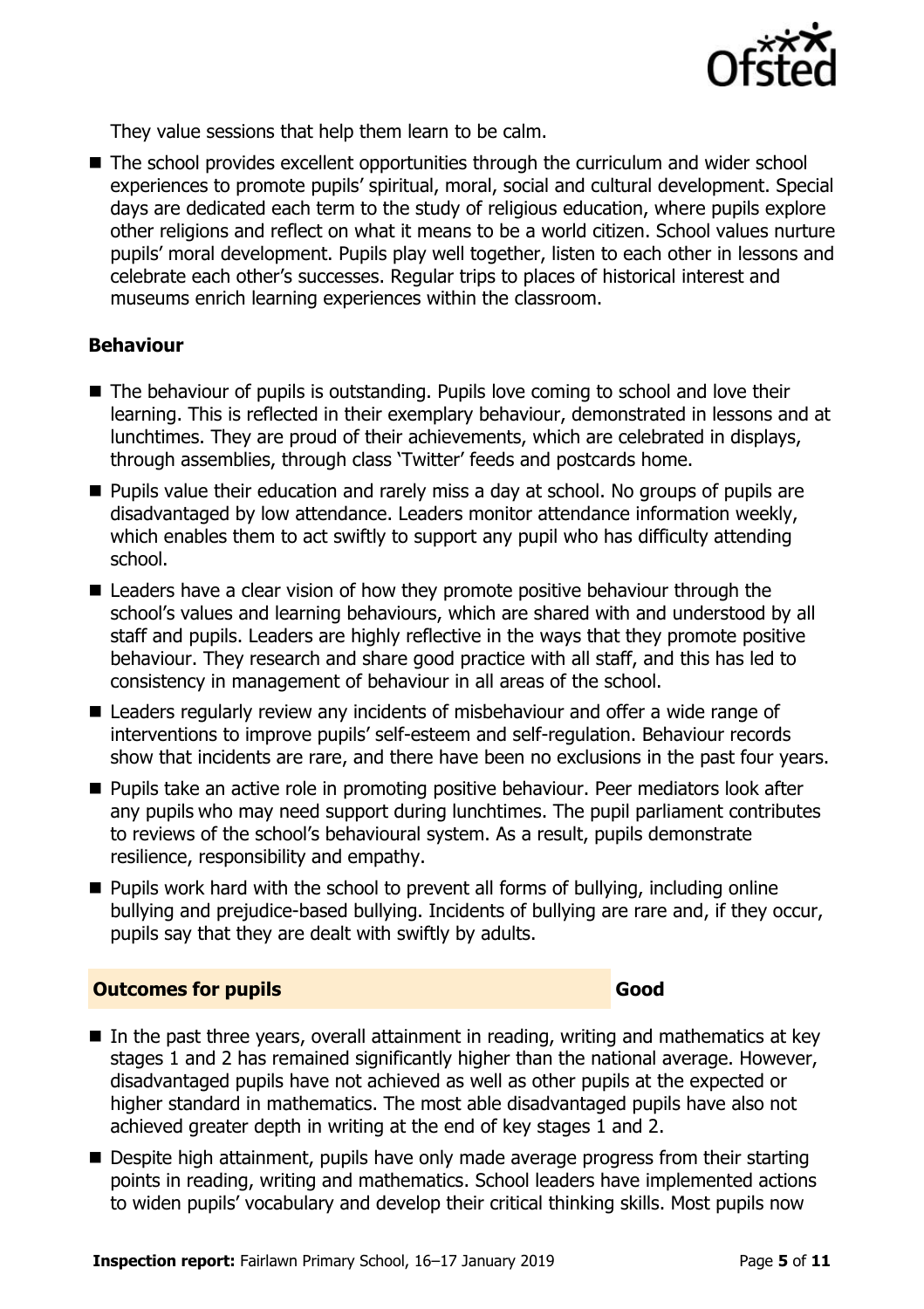They value sessions that help them learn to be calm.

- The school provides excellent opportunities through the curriculum and wider school experiences to promote pupils' spiritual, moral, social and cultural development. Special days are dedicated each term to the study of religious education, where pupils explore other religions and reflect on what it means to be a world citizen. School values nurture pupils' moral development. Pupils play well together, listen to each other in lessons and celebrate each other's successes. Regular trips to places of historical interest and museums enrich learning experiences within the classroom.

### Behaviour

- The behaviour of pupils is outstanding. Pupils love coming to school and love their learning. This is reflected in their exemplary behaviour, demonstrated in lessons and at lunchtimes. They are proud of their achievements, which are celebrated in displays, through assemblies, through class 'Twitter' feeds and postcards home.
- Pupils value their education and rarely miss a day at school. No groups of pupils are disadvantaged by low attendance. Leaders monitor attendance information weekly, which enables them to act swiftly to support any pupil who has difficulty attending school.
- Leaders have a clear vision of how they promote positive behaviour through the school's values and learning behaviours, which are shared with and understood by all staff and pupils. Leaders are highly reflective in the ways that they promote positive behaviour. They research and share good practice with all staff, and this has led to consistency in management of behaviour in all areas of the school.
- Leaders regularly review any incidents of misbehaviour and offer a wide range of interventions to improve pupils' self-esteem and self-regulation. Behaviour records show that incidents are rare, and there have been no exclusions in the past four years.
- Pupils take an active role in promoting positive behaviour. Peer mediators look after any pupils who may need support during lunchtimes. The pupil parliament contributes to reviews of the school's behavioural system. As a result, pupils demonstrate resilience, responsibility and empathy.
- Pupils work hard with the school to prevent all forms of bullying, including online bullying and prejudice-based bullying. Incidents of bullying are rare and, if they occur, pupils say that they are dealt with swiftly by adults.

## Outcomes for pupils — Good

- In the past three years, overall attainment in reading, writing and mathematics at key stages 1 and 2 has remained significantly higher than the national average. However, disadvantaged pupils have not achieved as well as other pupils at the expected or higher standard in mathematics. The most able disadvantaged pupils have also not achieved greater depth in writing at the end of key stages 1 and 2.
- Despite high attainment, pupils have only made average progress from their starting points in reading, writing and mathematics. School leaders have implemented actions to widen pupils' vocabulary and develop their critical thinking skills. Most pupils now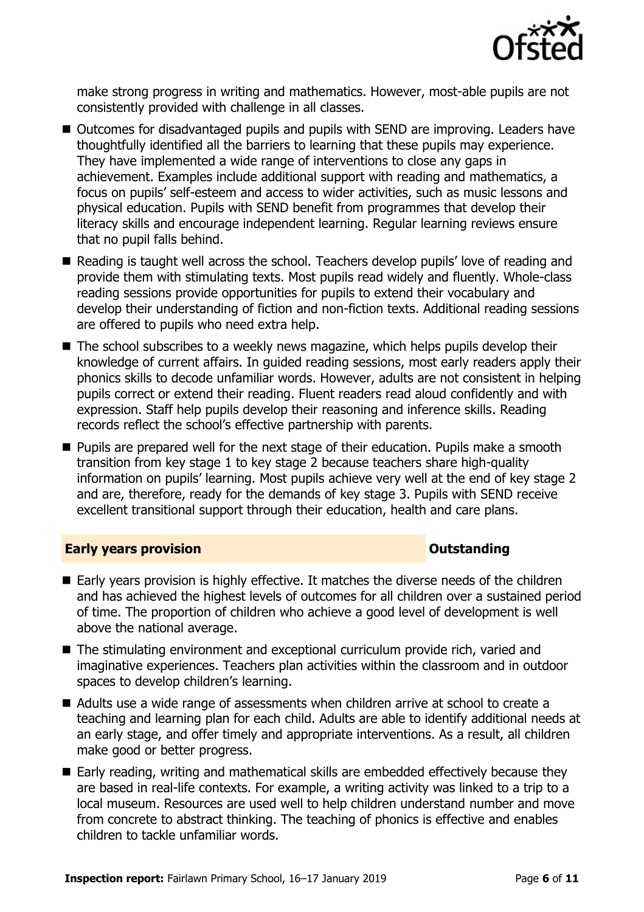make strong progress in writing and mathematics. However, most-able pupils are not consistently provided with challenge in all classes.

- Outcomes for disadvantaged pupils and pupils with SEND are improving. Leaders have thoughtfully identified all the barriers to learning that these pupils may experience. They have implemented a wide range of interventions to close any gaps in achievement. Examples include additional support with reading and mathematics, a focus on pupils' self-esteem and access to wider activities, such as music lessons and physical education. Pupils with SEND benefit from programmes that develop their literacy skills and encourage independent learning. Regular learning reviews ensure that no pupil falls behind.
- Reading is taught well across the school. Teachers develop pupils' love of reading and provide them with stimulating texts. Most pupils read widely and fluently. Whole-class reading sessions provide opportunities for pupils to extend their vocabulary and develop their understanding of fiction and non-fiction texts. Additional reading sessions are offered to pupils who need extra help.
- The school subscribes to a weekly news magazine, which helps pupils develop their knowledge of current affairs. In guided reading sessions, most early readers apply their phonics skills to decode unfamiliar words. However, adults are not consistent in helping pupils correct or extend their reading. Fluent readers read aloud confidently and with expression. Staff help pupils develop their reasoning and inference skills. Reading records reflect the school's effective partnership with parents.
- Pupils are prepared well for the next stage of their education. Pupils make a smooth transition from key stage 1 to key stage 2 because teachers share high-quality information on pupils' learning. Most pupils achieve very well at the end of key stage 2 and are, therefore, ready for the demands of key stage 3. Pupils with SEND receive excellent transitional support through their education, health and care plans.

## Early years provision — Outstanding

- Early years provision is highly effective. It matches the diverse needs of the children and has achieved the highest levels of outcomes for all children over a sustained period of time. The proportion of children who achieve a good level of development is well above the national average.
- The stimulating environment and exceptional curriculum provide rich, varied and imaginative experiences. Teachers plan activities within the classroom and in outdoor spaces to develop children's learning.
- Adults use a wide range of assessments when children arrive at school to create a teaching and learning plan for each child. Adults are able to identify additional needs at an early stage, and offer timely and appropriate interventions. As a result, all children make good or better progress.
- Early reading, writing and mathematical skills are embedded effectively because they are based in real-life contexts. For example, a writing activity was linked to a trip to a local museum. Resources are used well to help children understand number and move from concrete to abstract thinking. The teaching of phonics is effective and enables children to tackle unfamiliar words.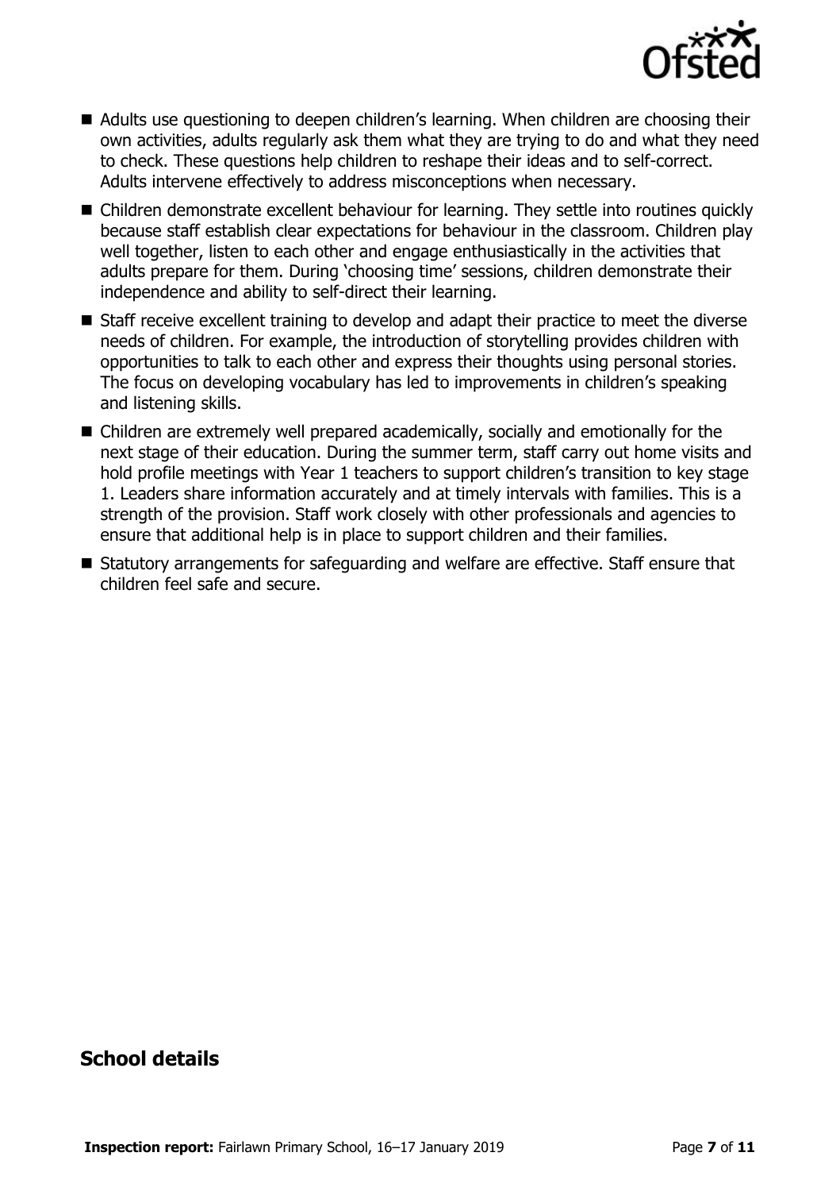- Adults use questioning to deepen children's learning. When children are choosing their own activities, adults regularly ask them what they are trying to do and what they need to check. These questions help children to reshape their ideas and to self-correct. Adults intervene effectively to address misconceptions when necessary.
- Children demonstrate excellent behaviour for learning. They settle into routines quickly because staff establish clear expectations for behaviour in the classroom. Children play well together, listen to each other and engage enthusiastically in the activities that adults prepare for them. During 'choosing time' sessions, children demonstrate their independence and ability to self-direct their learning.
- Staff receive excellent training to develop and adapt their practice to meet the diverse needs of children. For example, the introduction of storytelling provides children with opportunities to talk to each other and express their thoughts using personal stories. The focus on developing vocabulary has led to improvements in children's speaking and listening skills.
- Children are extremely well prepared academically, socially and emotionally for the next stage of their education. During the summer term, staff carry out home visits and hold profile meetings with Year 1 teachers to support children's transition to key stage 1. Leaders share information accurately and at timely intervals with families. This is a strength of the provision. Staff work closely with other professionals and agencies to ensure that additional help is in place to support children and their families.
- Statutory arrangements for safeguarding and welfare are effective. Staff ensure that children feel safe and secure.

## School details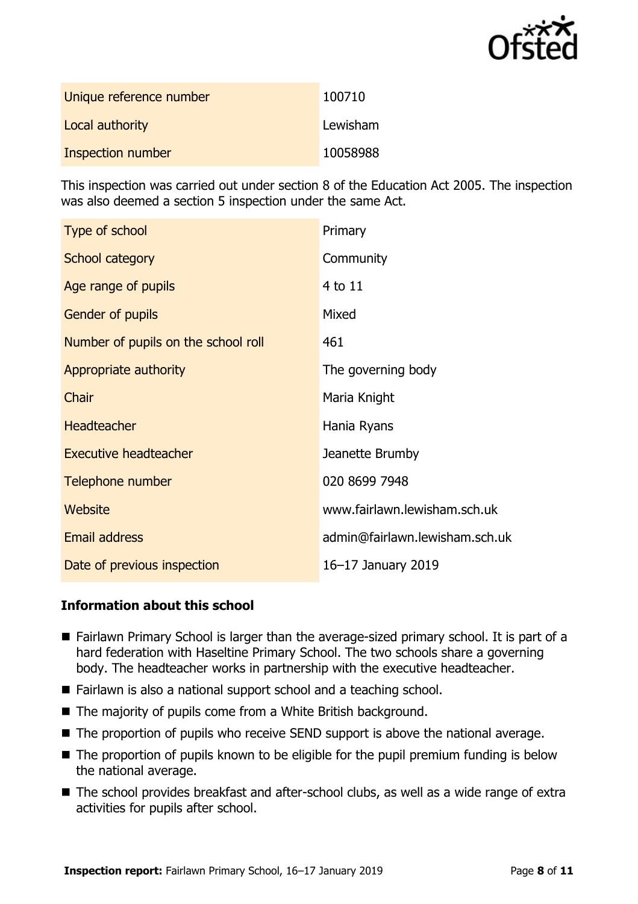| | |
|---|---|
| Unique reference number | 100710 |
| Local authority | Lewisham |
| Inspection number | 10058988 |

This inspection was carried out under section 8 of the Education Act 2005. The inspection was also deemed a section 5 inspection under the same Act.

| | |
|---|---|
| Type of school | Primary |
| School category | Community |
| Age range of pupils | 4 to 11 |
| Gender of pupils | Mixed |
| Number of pupils on the school roll | 461 |
| Appropriate authority | The governing body |
| Chair | Maria Knight |
| Headteacher | Hania Ryans |
| Executive headteacher | Jeanette Brumby |
| Telephone number | 020 8699 7948 |
| Website | www.fairlawn.lewisham.sch.uk |
| Email address | admin@fairlawn.lewisham.sch.uk |
| Date of previous inspection | 16–17 January 2019 |

**Information about this school**

- Fairlawn Primary School is larger than the average-sized primary school. It is part of a hard federation with Haseltine Primary School. The two schools share a governing body. The headteacher works in partnership with the executive headteacher.
- Fairlawn is also a national support school and a teaching school.
- The majority of pupils come from a White British background.
- The proportion of pupils who receive SEND support is above the national average.
- The proportion of pupils known to be eligible for the pupil premium funding is below the national average.
- The school provides breakfast and after-school clubs, as well as a wide range of extra activities for pupils after school.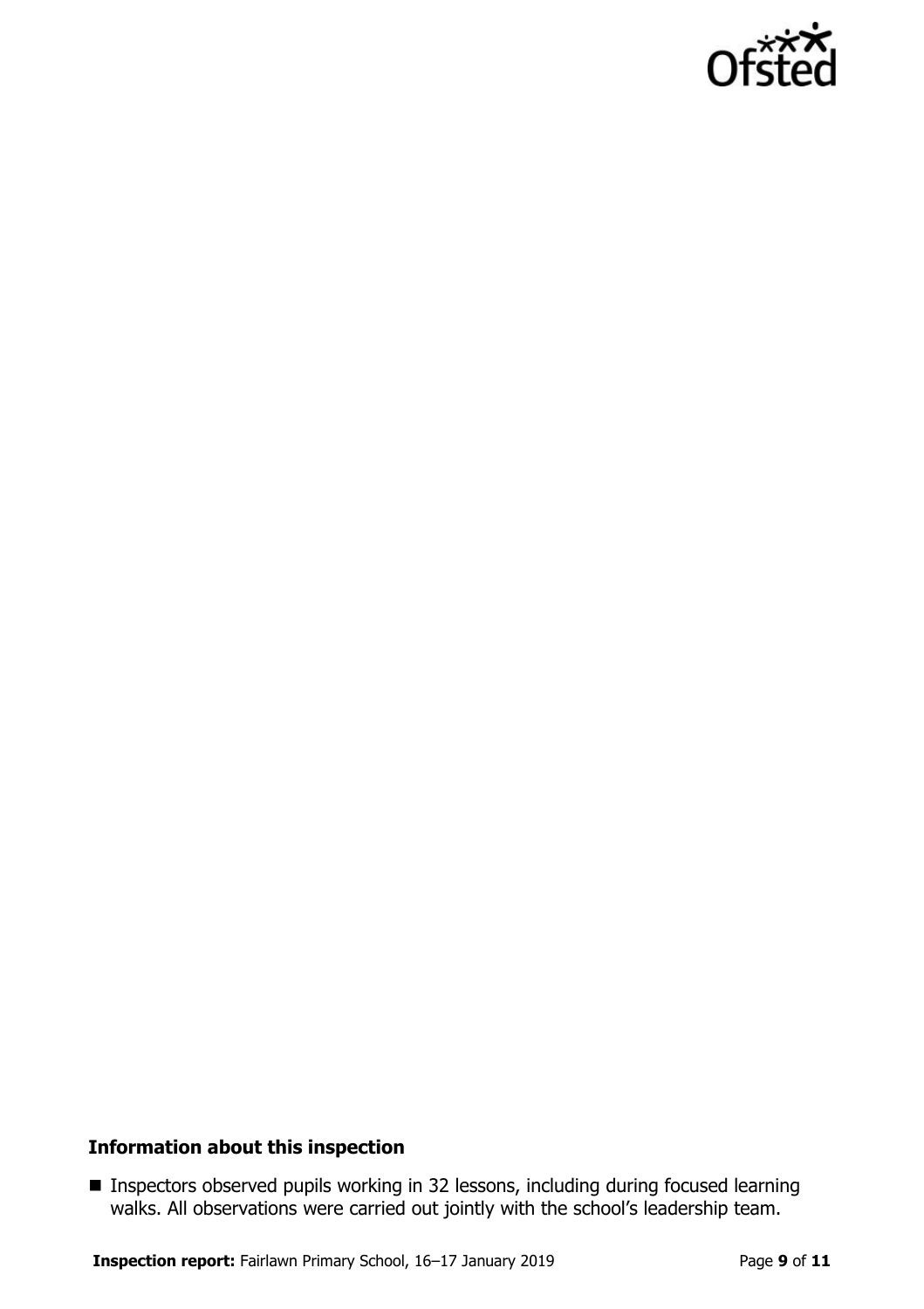## Information about this inspection

- Inspectors observed pupils working in 32 lessons, including during focused learning walks. All observations were carried out jointly with the school's leadership team.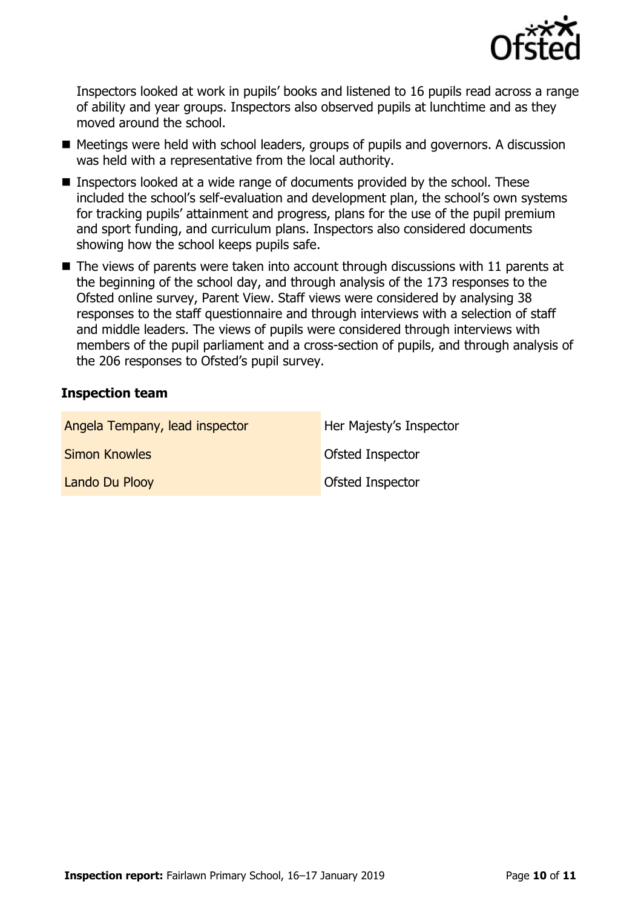Inspectors looked at work in pupils' books and listened to 16 pupils read across a range of ability and year groups. Inspectors also observed pupils at lunchtime and as they moved around the school.

- Meetings were held with school leaders, groups of pupils and governors. A discussion was held with a representative from the local authority.
- Inspectors looked at a wide range of documents provided by the school. These included the school's self-evaluation and development plan, the school's own systems for tracking pupils' attainment and progress, plans for the use of the pupil premium and sport funding, and curriculum plans. Inspectors also considered documents showing how the school keeps pupils safe.
- The views of parents were taken into account through discussions with 11 parents at the beginning of the school day, and through analysis of the 173 responses to the Ofsted online survey, Parent View. Staff views were considered by analysing 38 responses to the staff questionnaire and through interviews with a selection of staff and middle leaders. The views of pupils were considered through interviews with members of the pupil parliament and a cross-section of pupils, and through analysis of the 206 responses to Ofsted's pupil survey.

### Inspection team

| | |
|---|---|
| Angela Tempany, lead inspector | Her Majesty's Inspector |
| Simon Knowles | Ofsted Inspector |
| Lando Du Plooy | Ofsted Inspector |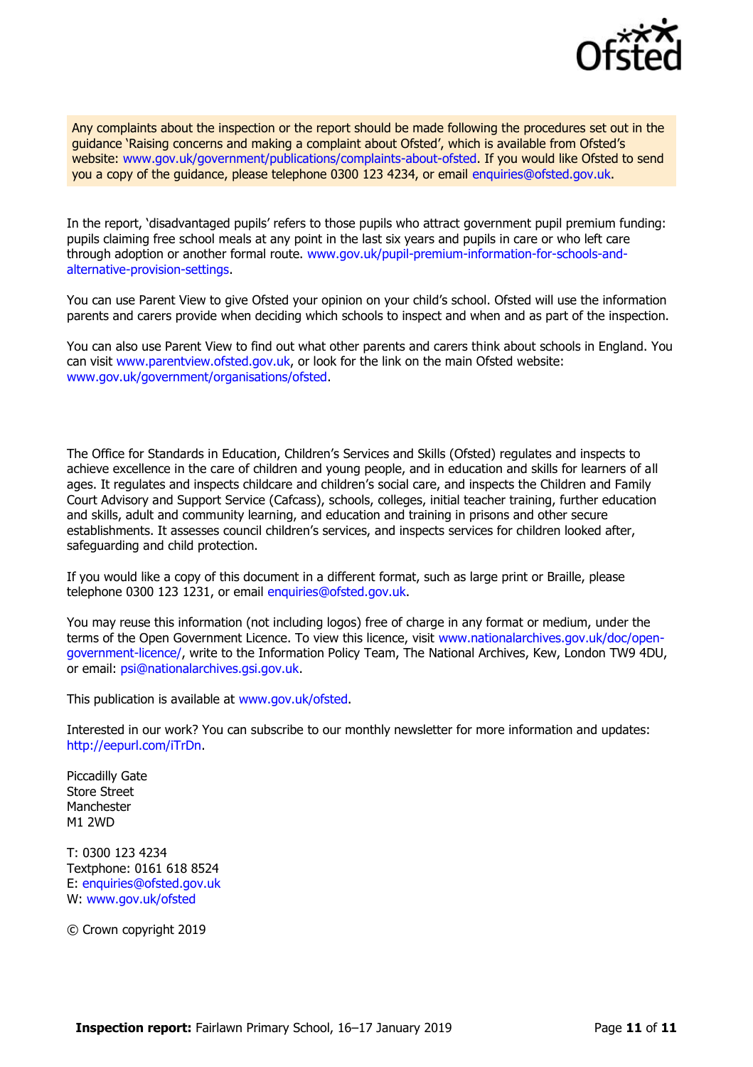Any complaints about the inspection or the report should be made following the procedures set out in the guidance 'Raising concerns and making a complaint about Ofsted', which is available from Ofsted's website: www.gov.uk/government/publications/complaints-about-ofsted. If you would like Ofsted to send you a copy of the guidance, please telephone 0300 123 4234, or email enquiries@ofsted.gov.uk.

In the report, 'disadvantaged pupils' refers to those pupils who attract government pupil premium funding: pupils claiming free school meals at any point in the last six years and pupils in care or who left care through adoption or another formal route. www.gov.uk/pupil-premium-information-for-schools-and-alternative-provision-settings.

You can use Parent View to give Ofsted your opinion on your child's school. Ofsted will use the information parents and carers provide when deciding which schools to inspect and when and as part of the inspection.

You can also use Parent View to find out what other parents and carers think about schools in England. You can visit www.parentview.ofsted.gov.uk, or look for the link on the main Ofsted website: www.gov.uk/government/organisations/ofsted.

The Office for Standards in Education, Children's Services and Skills (Ofsted) regulates and inspects to achieve excellence in the care of children and young people, and in education and skills for learners of all ages. It regulates and inspects childcare and children's social care, and inspects the Children and Family Court Advisory and Support Service (Cafcass), schools, colleges, initial teacher training, further education and skills, adult and community learning, and education and training in prisons and other secure establishments. It assesses council children's services, and inspects services for children looked after, safeguarding and child protection.

If you would like a copy of this document in a different format, such as large print or Braille, please telephone 0300 123 1231, or email enquiries@ofsted.gov.uk.

You may reuse this information (not including logos) free of charge in any format or medium, under the terms of the Open Government Licence. To view this licence, visit www.nationalarchives.gov.uk/doc/open-government-licence/, write to the Information Policy Team, The National Archives, Kew, London TW9 4DU, or email: psi@nationalarchives.gsi.gov.uk.

This publication is available at www.gov.uk/ofsted.

Interested in our work? You can subscribe to our monthly newsletter for more information and updates: http://eepurl.com/iTrDn.

Piccadilly Gate
Store Street
Manchester
M1 2WD

T: 0300 123 4234
Textphone: 0161 618 8524
E: enquiries@ofsted.gov.uk
W: www.gov.uk/ofsted

© Crown copyright 2019